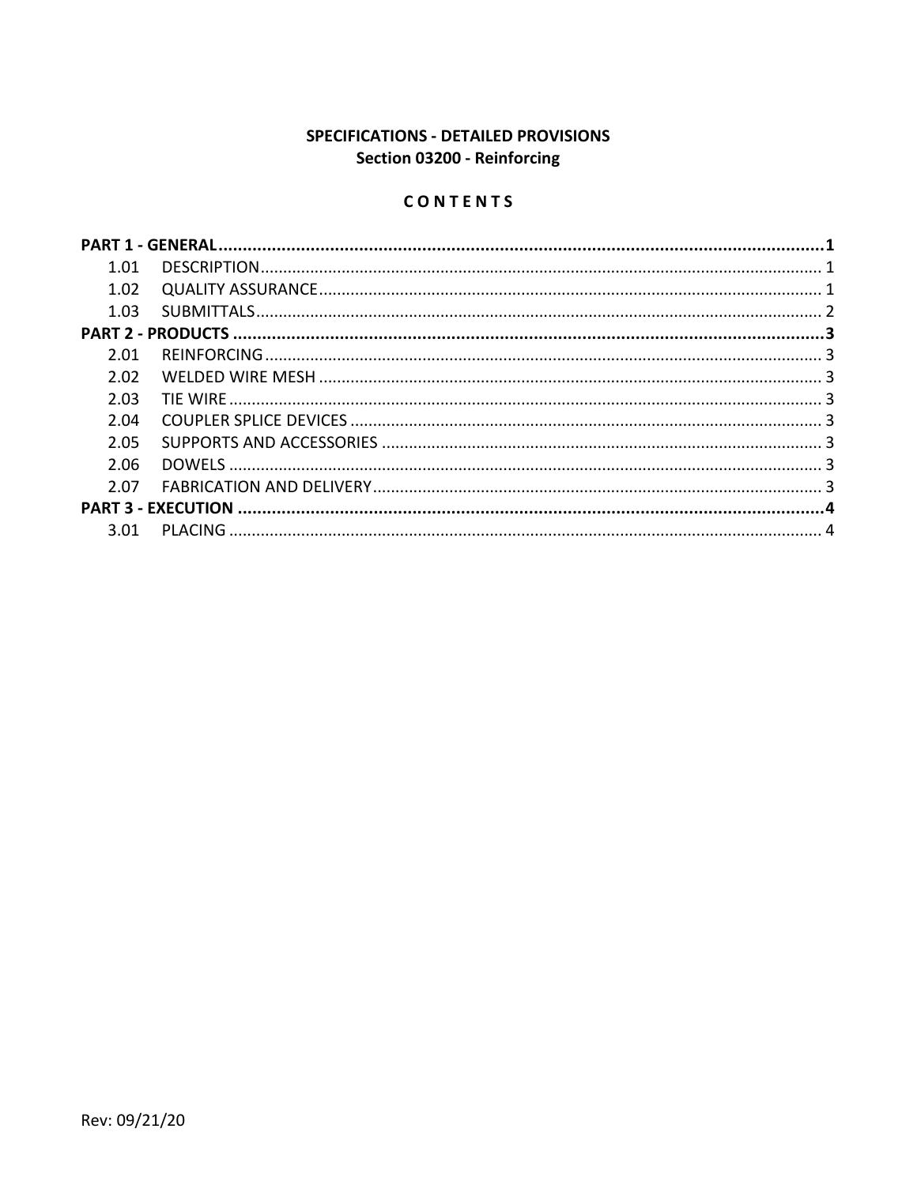# SPECIFICATIONS - DETAILED PROVISIONS
## Section 03200 - Reinforcing

### C O N T E N T S

| | | |
|---|---|---|
| **PART 1 - GENERAL** | | **1** |
| 1.01 | DESCRIPTION | 1 |
| 1.02 | QUALITY ASSURANCE | 1 |
| 1.03 | SUBMITTALS | 2 |
| **PART 2 - PRODUCTS** | | **3** |
| 2.01 | REINFORCING | 3 |
| 2.02 | WELDED WIRE MESH | 3 |
| 2.03 | TIE WIRE | 3 |
| 2.04 | COUPLER SPLICE DEVICES | 3 |
| 2.05 | SUPPORTS AND ACCESSORIES | 3 |
| 2.06 | DOWELS | 3 |
| 2.07 | FABRICATION AND DELIVERY | 3 |
| **PART 3 - EXECUTION** | | **4** |
| 3.01 | PLACING | 4 |

Rev: 09/21/20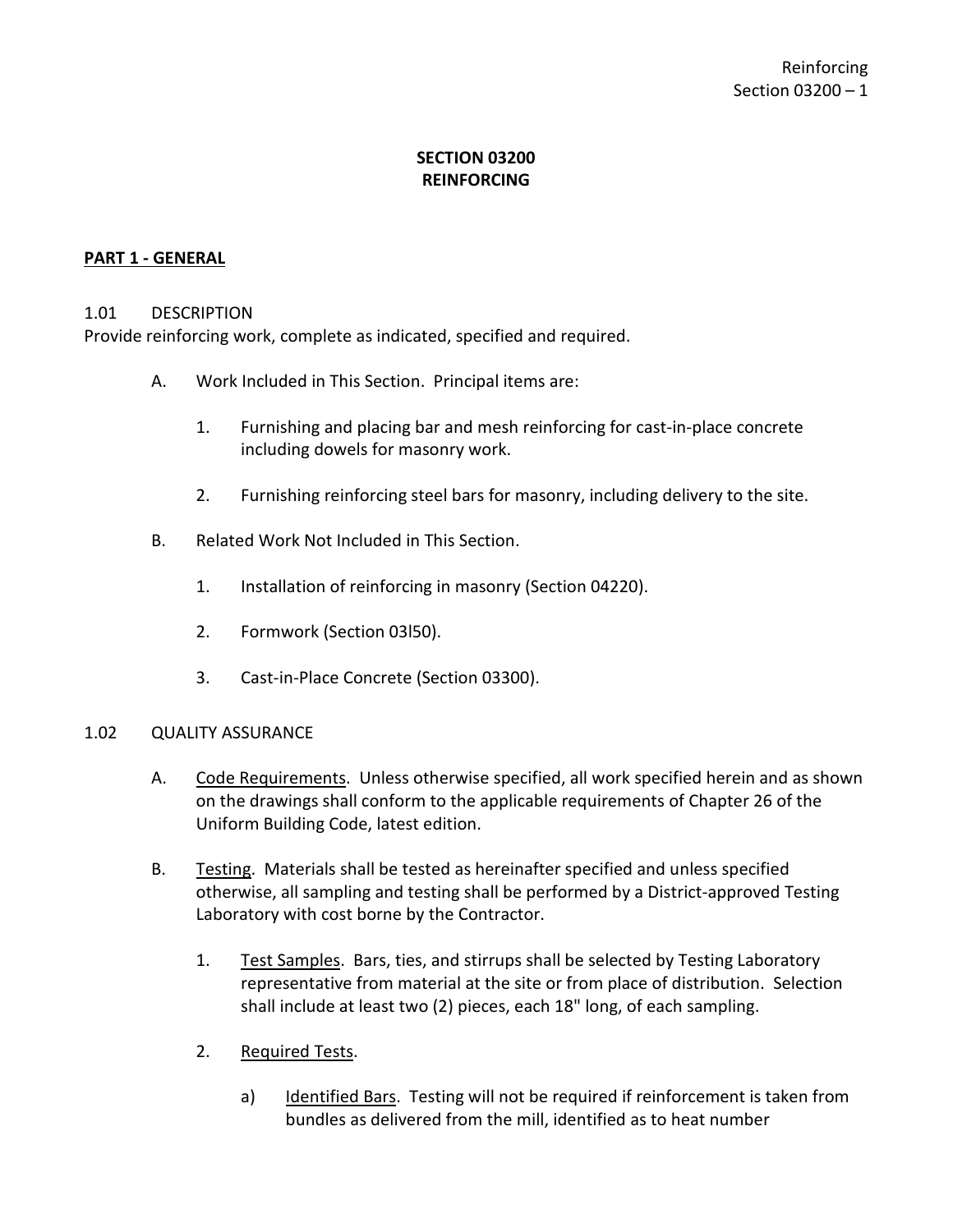# SECTION 03200
# REINFORCING

## PART 1 - GENERAL

### 1.01 DESCRIPTION

Provide reinforcing work, complete as indicated, specified and required.

A. Work Included in This Section. Principal items are:

   1. Furnishing and placing bar and mesh reinforcing for cast-in-place concrete including dowels for masonry work.

   2. Furnishing reinforcing steel bars for masonry, including delivery to the site.

B. Related Work Not Included in This Section.

   1. Installation of reinforcing in masonry (Section 04220).

   2. Formwork (Section 03l50).

   3. Cast-in-Place Concrete (Section 03300).

### 1.02 QUALITY ASSURANCE

A. <u>Code Requirements</u>. Unless otherwise specified, all work specified herein and as shown on the drawings shall conform to the applicable requirements of Chapter 26 of the Uniform Building Code, latest edition.

B. <u>Testing</u>. Materials shall be tested as hereinafter specified and unless specified otherwise, all sampling and testing shall be performed by a District-approved Testing Laboratory with cost borne by the Contractor.

   1. <u>Test Samples</u>. Bars, ties, and stirrups shall be selected by Testing Laboratory representative from material at the site or from place of distribution. Selection shall include at least two (2) pieces, each 18" long, of each sampling.

   2. <u>Required Tests</u>.

      a) <u>Identified Bars</u>. Testing will not be required if reinforcement is taken from bundles as delivered from the mill, identified as to heat number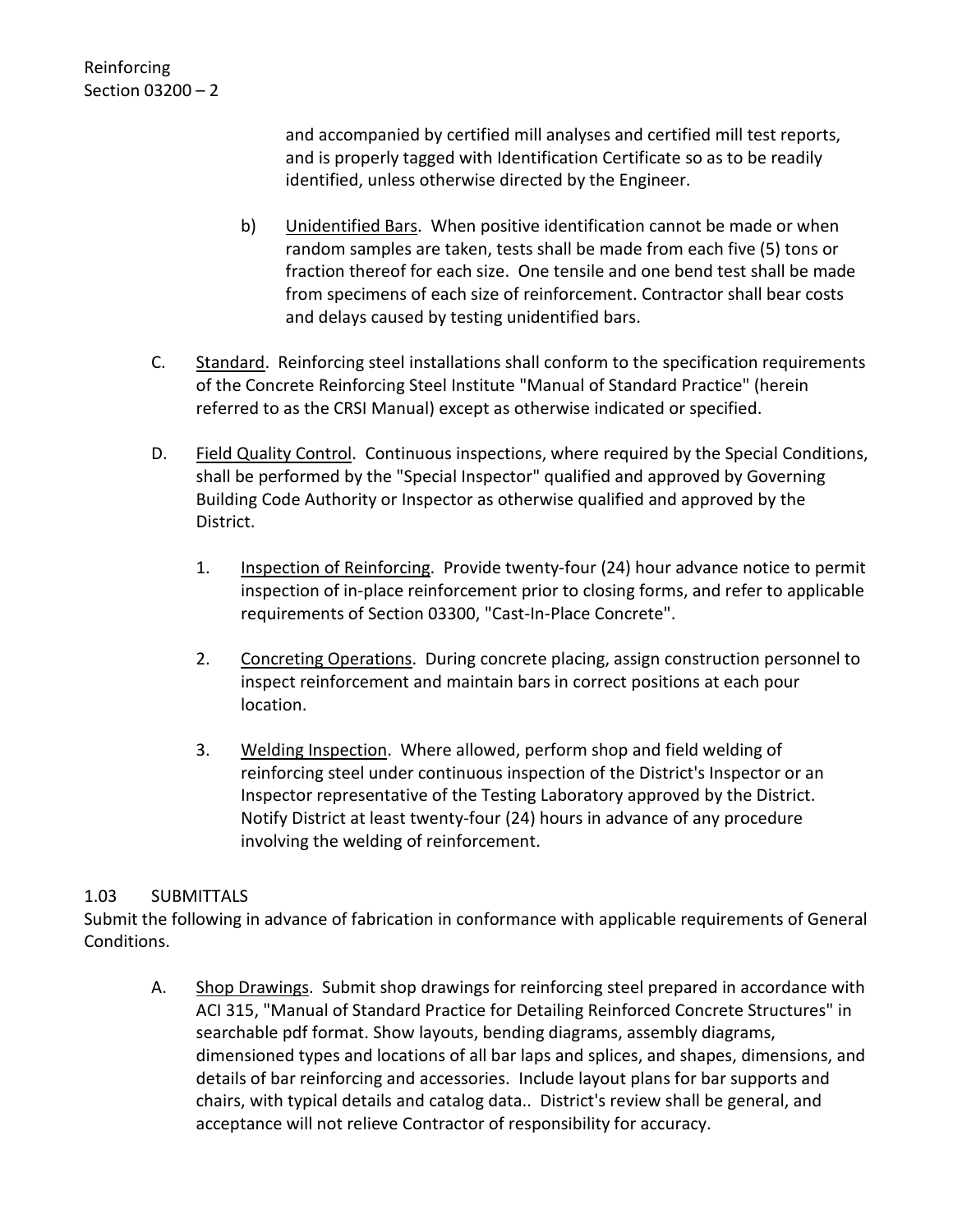and accompanied by certified mill analyses and certified mill test reports, and is properly tagged with Identification Certificate so as to be readily identified, unless otherwise directed by the Engineer.

b) Unidentified Bars. When positive identification cannot be made or when random samples are taken, tests shall be made from each five (5) tons or fraction thereof for each size. One tensile and one bend test shall be made from specimens of each size of reinforcement. Contractor shall bear costs and delays caused by testing unidentified bars.

C. Standard. Reinforcing steel installations shall conform to the specification requirements of the Concrete Reinforcing Steel Institute "Manual of Standard Practice" (herein referred to as the CRSI Manual) except as otherwise indicated or specified.

D. Field Quality Control. Continuous inspections, where required by the Special Conditions, shall be performed by the "Special Inspector" qualified and approved by Governing Building Code Authority or Inspector as otherwise qualified and approved by the District.

1. Inspection of Reinforcing. Provide twenty-four (24) hour advance notice to permit inspection of in-place reinforcement prior to closing forms, and refer to applicable requirements of Section 03300, "Cast-In-Place Concrete".

2. Concreting Operations. During concrete placing, assign construction personnel to inspect reinforcement and maintain bars in correct positions at each pour location.

3. Welding Inspection. Where allowed, perform shop and field welding of reinforcing steel under continuous inspection of the District's Inspector or an Inspector representative of the Testing Laboratory approved by the District. Notify District at least twenty-four (24) hours in advance of any procedure involving the welding of reinforcement.

## 1.03 SUBMITTALS

Submit the following in advance of fabrication in conformance with applicable requirements of General Conditions.

A. Shop Drawings. Submit shop drawings for reinforcing steel prepared in accordance with ACI 315, "Manual of Standard Practice for Detailing Reinforced Concrete Structures" in searchable pdf format. Show layouts, bending diagrams, assembly diagrams, dimensioned types and locations of all bar laps and splices, and shapes, dimensions, and details of bar reinforcing and accessories. Include layout plans for bar supports and chairs, with typical details and catalog data.. District's review shall be general, and acceptance will not relieve Contractor of responsibility for accuracy.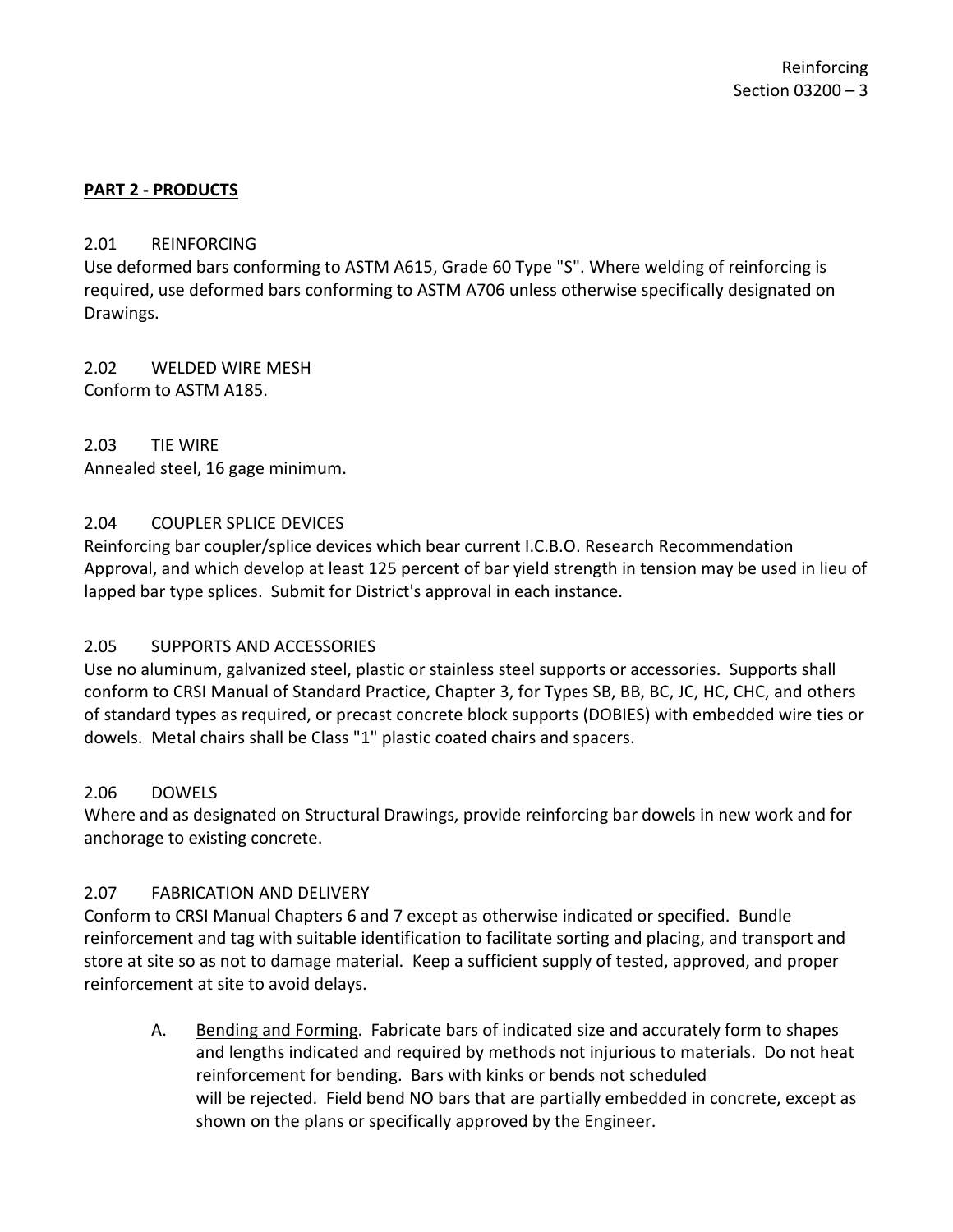## PART 2 - PRODUCTS

### 2.01 REINFORCING

Use deformed bars conforming to ASTM A615, Grade 60 Type "S". Where welding of reinforcing is required, use deformed bars conforming to ASTM A706 unless otherwise specifically designated on Drawings.

### 2.02 WELDED WIRE MESH

Conform to ASTM A185.

### 2.03 TIE WIRE

Annealed steel, 16 gage minimum.

### 2.04 COUPLER SPLICE DEVICES

Reinforcing bar coupler/splice devices which bear current I.C.B.O. Research Recommendation Approval, and which develop at least 125 percent of bar yield strength in tension may be used in lieu of lapped bar type splices. Submit for District's approval in each instance.

### 2.05 SUPPORTS AND ACCESSORIES

Use no aluminum, galvanized steel, plastic or stainless steel supports or accessories. Supports shall conform to CRSI Manual of Standard Practice, Chapter 3, for Types SB, BB, BC, JC, HC, CHC, and others of standard types as required, or precast concrete block supports (DOBIES) with embedded wire ties or dowels. Metal chairs shall be Class "1" plastic coated chairs and spacers.

### 2.06 DOWELS

Where and as designated on Structural Drawings, provide reinforcing bar dowels in new work and for anchorage to existing concrete.

### 2.07 FABRICATION AND DELIVERY

Conform to CRSI Manual Chapters 6 and 7 except as otherwise indicated or specified. Bundle reinforcement and tag with suitable identification to facilitate sorting and placing, and transport and store at site so as not to damage material. Keep a sufficient supply of tested, approved, and proper reinforcement at site to avoid delays.

A. Bending and Forming. Fabricate bars of indicated size and accurately form to shapes and lengths indicated and required by methods not injurious to materials. Do not heat reinforcement for bending. Bars with kinks or bends not scheduled will be rejected. Field bend NO bars that are partially embedded in concrete, except as shown on the plans or specifically approved by the Engineer.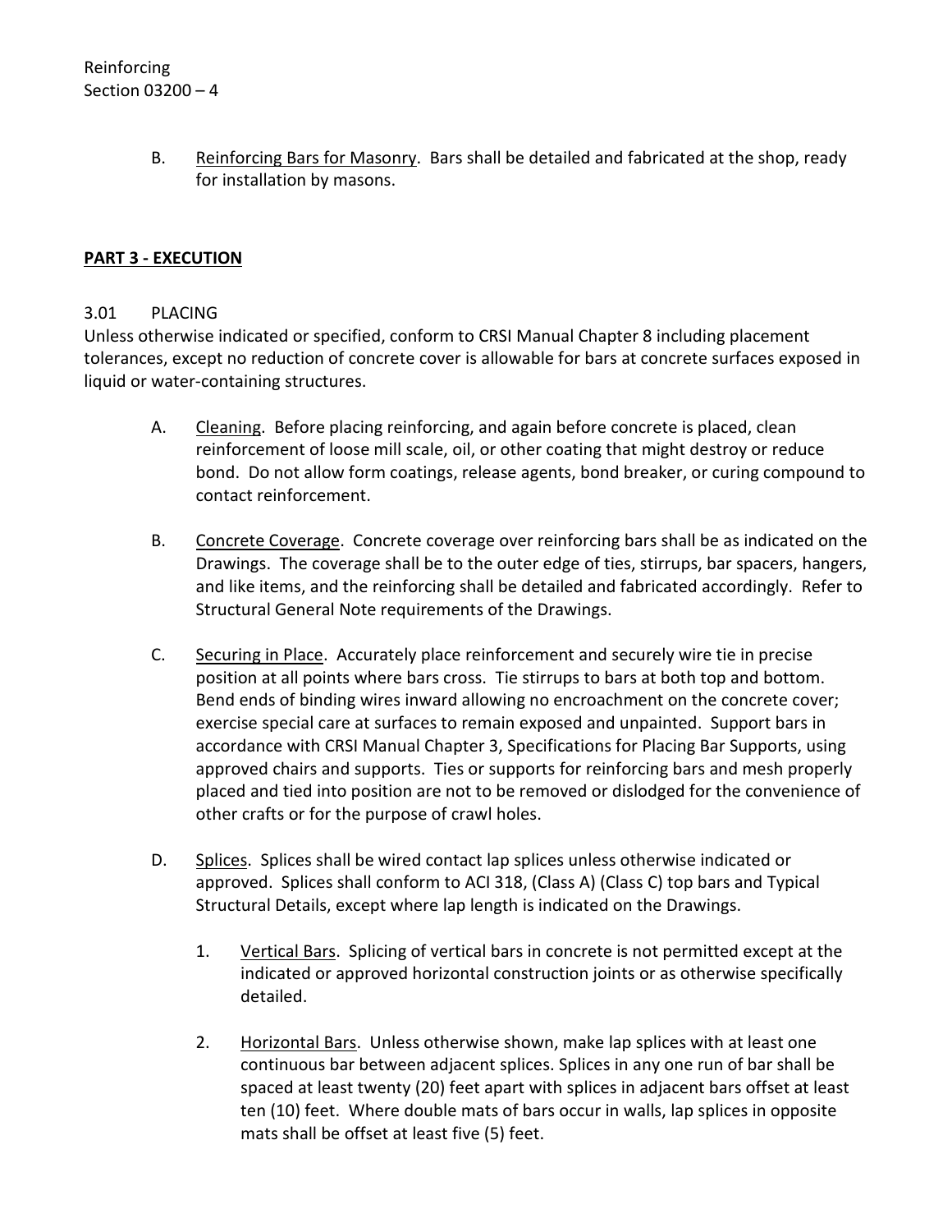B. Reinforcing Bars for Masonry. Bars shall be detailed and fabricated at the shop, ready for installation by masons.

## PART 3 - EXECUTION

### 3.01 PLACING

Unless otherwise indicated or specified, conform to CRSI Manual Chapter 8 including placement tolerances, except no reduction of concrete cover is allowable for bars at concrete surfaces exposed in liquid or water-containing structures.

A. Cleaning. Before placing reinforcing, and again before concrete is placed, clean reinforcement of loose mill scale, oil, or other coating that might destroy or reduce bond. Do not allow form coatings, release agents, bond breaker, or curing compound to contact reinforcement.

B. Concrete Coverage. Concrete coverage over reinforcing bars shall be as indicated on the Drawings. The coverage shall be to the outer edge of ties, stirrups, bar spacers, hangers, and like items, and the reinforcing shall be detailed and fabricated accordingly. Refer to Structural General Note requirements of the Drawings.

C. Securing in Place. Accurately place reinforcement and securely wire tie in precise position at all points where bars cross. Tie stirrups to bars at both top and bottom. Bend ends of binding wires inward allowing no encroachment on the concrete cover; exercise special care at surfaces to remain exposed and unpainted. Support bars in accordance with CRSI Manual Chapter 3, Specifications for Placing Bar Supports, using approved chairs and supports. Ties or supports for reinforcing bars and mesh properly placed and tied into position are not to be removed or dislodged for the convenience of other crafts or for the purpose of crawl holes.

D. Splices. Splices shall be wired contact lap splices unless otherwise indicated or approved. Splices shall conform to ACI 318, (Class A) (Class C) top bars and Typical Structural Details, except where lap length is indicated on the Drawings.

1. Vertical Bars. Splicing of vertical bars in concrete is not permitted except at the indicated or approved horizontal construction joints or as otherwise specifically detailed.

2. Horizontal Bars. Unless otherwise shown, make lap splices with at least one continuous bar between adjacent splices. Splices in any one run of bar shall be spaced at least twenty (20) feet apart with splices in adjacent bars offset at least ten (10) feet. Where double mats of bars occur in walls, lap splices in opposite mats shall be offset at least five (5) feet.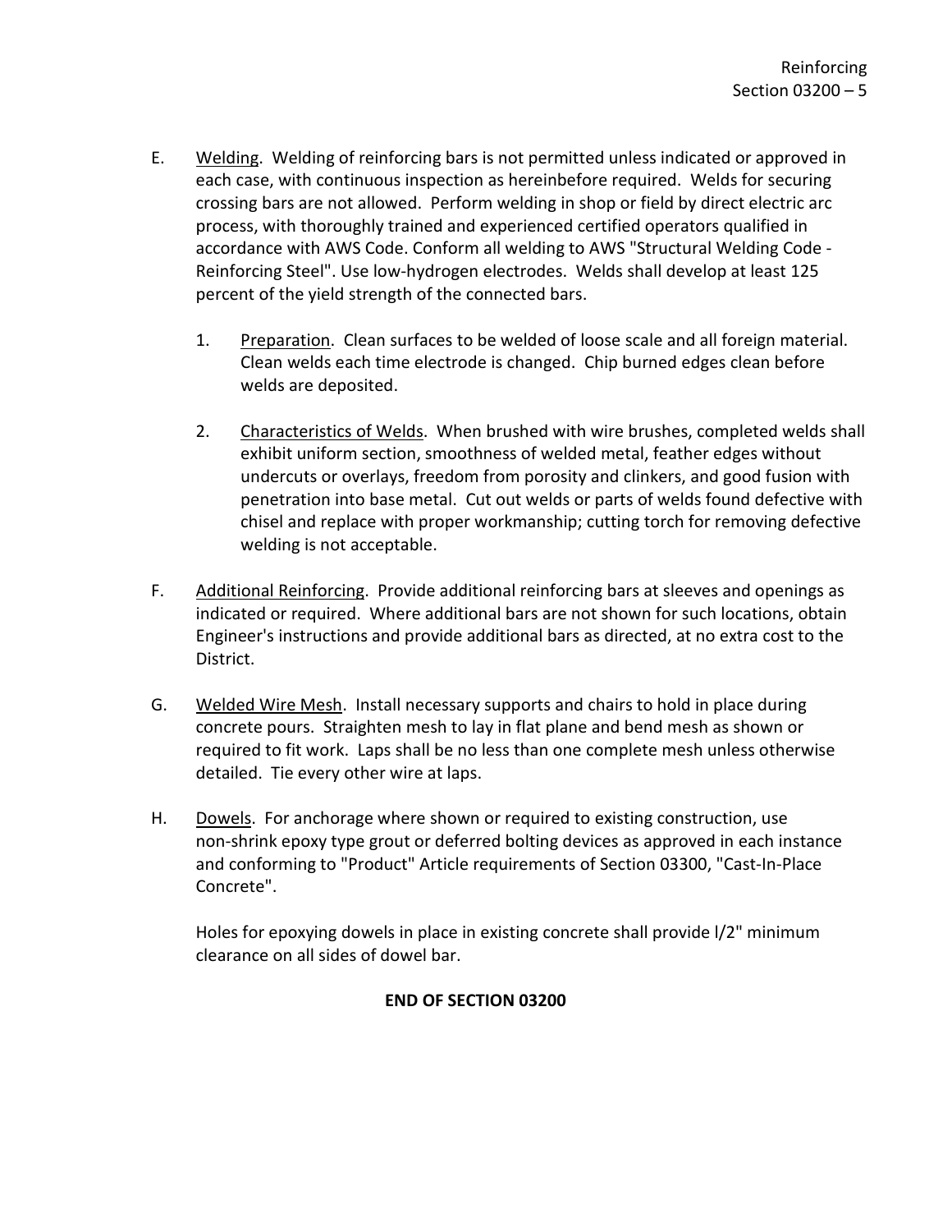E. Welding. Welding of reinforcing bars is not permitted unless indicated or approved in each case, with continuous inspection as hereinbefore required. Welds for securing crossing bars are not allowed. Perform welding in shop or field by direct electric arc process, with thoroughly trained and experienced certified operators qualified in accordance with AWS Code. Conform all welding to AWS "Structural Welding Code - Reinforcing Steel". Use low-hydrogen electrodes. Welds shall develop at least 125 percent of the yield strength of the connected bars.

   1. Preparation. Clean surfaces to be welded of loose scale and all foreign material. Clean welds each time electrode is changed. Chip burned edges clean before welds are deposited.

   2. Characteristics of Welds. When brushed with wire brushes, completed welds shall exhibit uniform section, smoothness of welded metal, feather edges without undercuts or overlays, freedom from porosity and clinkers, and good fusion with penetration into base metal. Cut out welds or parts of welds found defective with chisel and replace with proper workmanship; cutting torch for removing defective welding is not acceptable.

F. Additional Reinforcing. Provide additional reinforcing bars at sleeves and openings as indicated or required. Where additional bars are not shown for such locations, obtain Engineer's instructions and provide additional bars as directed, at no extra cost to the District.

G. Welded Wire Mesh. Install necessary supports and chairs to hold in place during concrete pours. Straighten mesh to lay in flat plane and bend mesh as shown or required to fit work. Laps shall be no less than one complete mesh unless otherwise detailed. Tie every other wire at laps.

H. Dowels. For anchorage where shown or required to existing construction, use non-shrink epoxy type grout or deferred bolting devices as approved in each instance and conforming to "Product" Article requirements of Section 03300, "Cast-In-Place Concrete".

   Holes for epoxying dowels in place in existing concrete shall provide l/2" minimum clearance on all sides of dowel bar.

**END OF SECTION 03200**